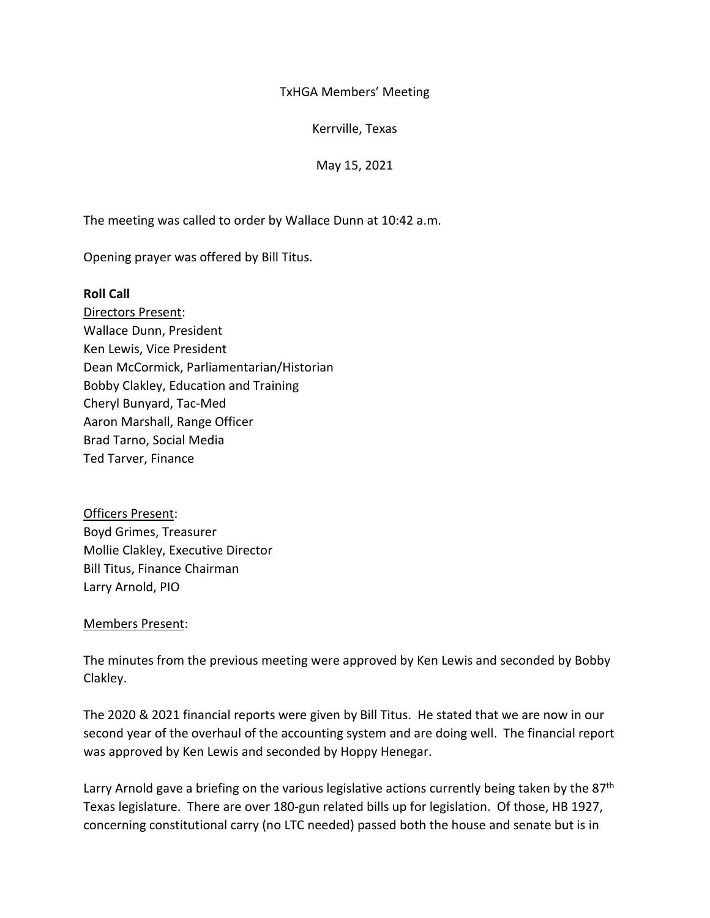TxHGA Members' Meeting

Kerrville, Texas

May 15, 2021

The meeting was called to order by Wallace Dunn at 10:42 a.m.

Opening prayer was offered by Bill Titus.

**Roll Call**

Directors Present:
Wallace Dunn, President
Ken Lewis, Vice President
Dean McCormick, Parliamentarian/Historian
Bobby Clakley, Education and Training
Cheryl Bunyard, Tac-Med
Aaron Marshall, Range Officer
Brad Tarno, Social Media
Ted Tarver, Finance

Officers Present:
Boyd Grimes, Treasurer
Mollie Clakley, Executive Director
Bill Titus, Finance Chairman
Larry Arnold, PIO

Members Present:

The minutes from the previous meeting were approved by Ken Lewis and seconded by Bobby Clakley.

The 2020 & 2021 financial reports were given by Bill Titus. He stated that we are now in our second year of the overhaul of the accounting system and are doing well. The financial report was approved by Ken Lewis and seconded by Hoppy Henegar.

Larry Arnold gave a briefing on the various legislative actions currently being taken by the 87th Texas legislature. There are over 180-gun related bills up for legislation. Of those, HB 1927, concerning constitutional carry (no LTC needed) passed both the house and senate but is in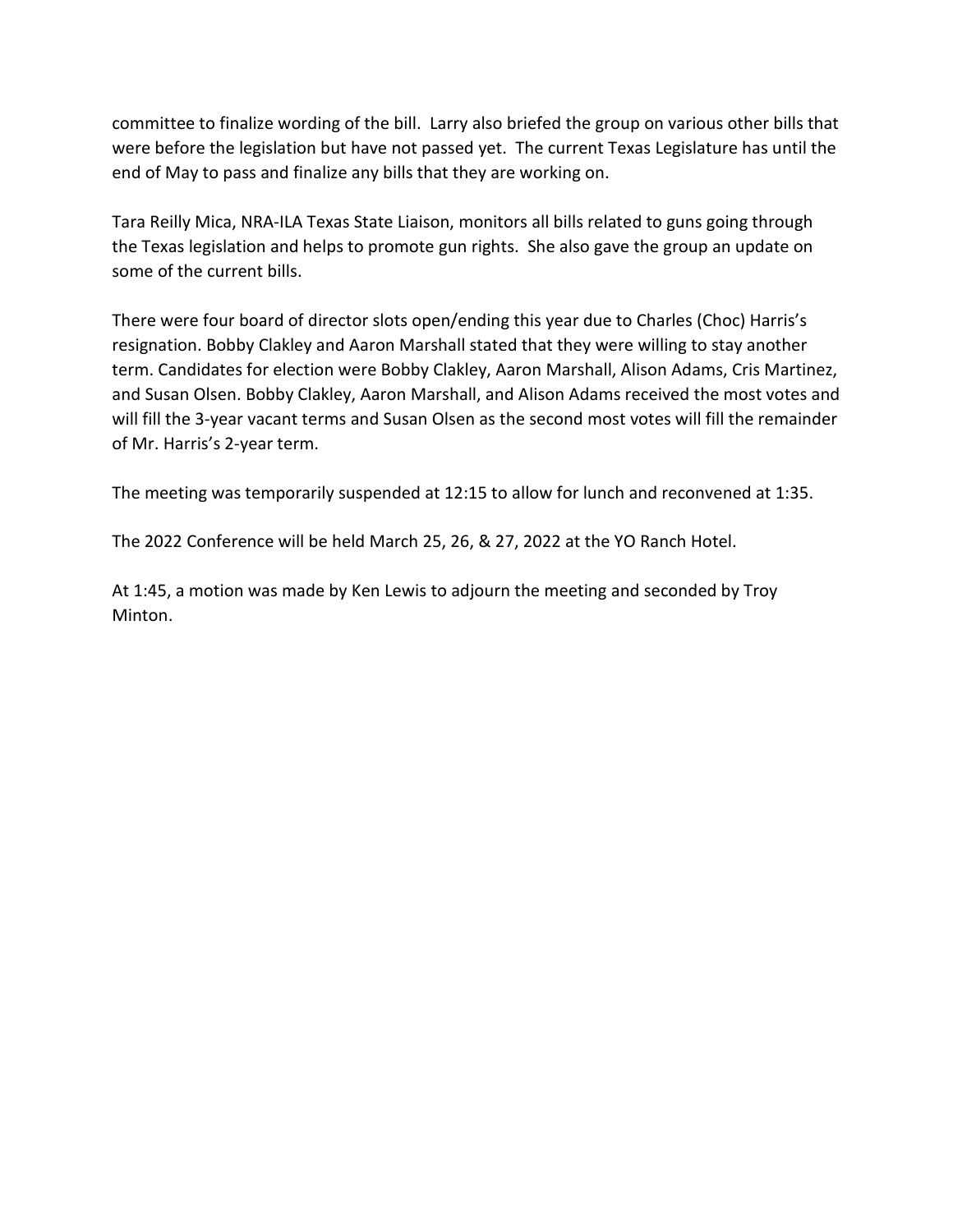committee to finalize wording of the bill. Larry also briefed the group on various other bills that were before the legislation but have not passed yet. The current Texas Legislature has until the end of May to pass and finalize any bills that they are working on.

Tara Reilly Mica, NRA-ILA Texas State Liaison, monitors all bills related to guns going through the Texas legislation and helps to promote gun rights. She also gave the group an update on some of the current bills.

There were four board of director slots open/ending this year due to Charles (Choc) Harris's resignation. Bobby Clakley and Aaron Marshall stated that they were willing to stay another term. Candidates for election were Bobby Clakley, Aaron Marshall, Alison Adams, Cris Martinez, and Susan Olsen. Bobby Clakley, Aaron Marshall, and Alison Adams received the most votes and will fill the 3-year vacant terms and Susan Olsen as the second most votes will fill the remainder of Mr. Harris's 2-year term.

The meeting was temporarily suspended at 12:15 to allow for lunch and reconvened at 1:35.

The 2022 Conference will be held March 25, 26, & 27, 2022 at the YO Ranch Hotel.

At 1:45, a motion was made by Ken Lewis to adjourn the meeting and seconded by Troy Minton.